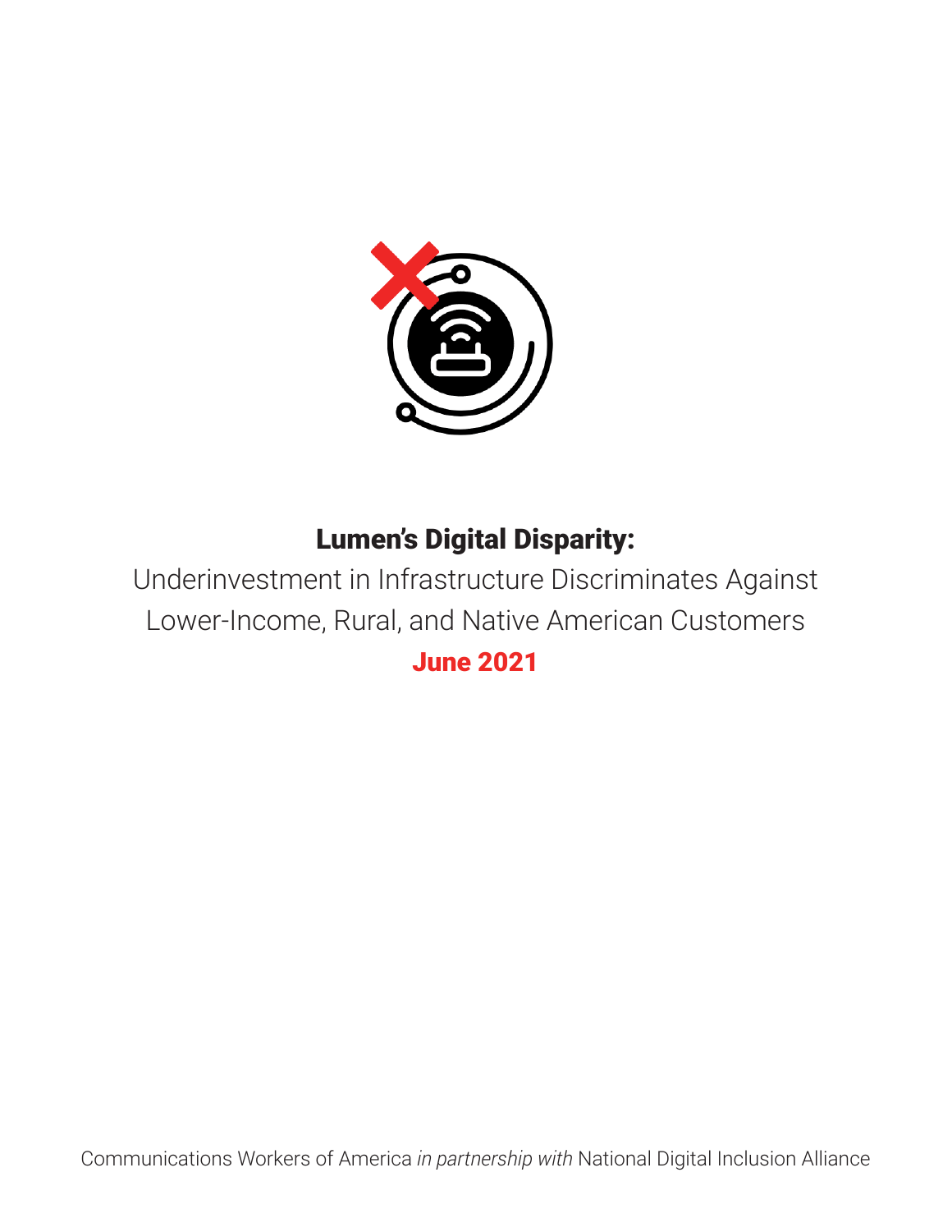# Lumen's Digital Disparity:

Underinvestment in Infrastructure Discriminates Against Lower-Income, Rural, and Native American Customers

**June 2021**

Communications Workers of America *in partnership with* National Digital Inclusion Alliance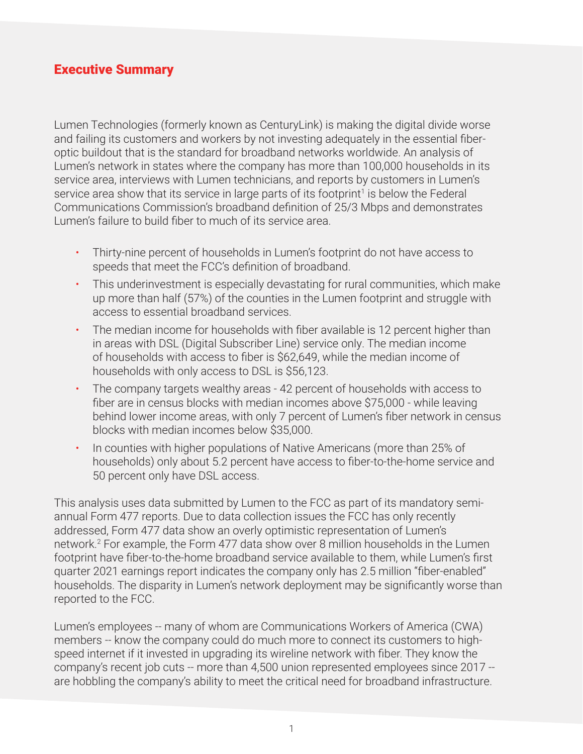## Executive Summary

Lumen Technologies (formerly known as CenturyLink) is making the digital divide worse and failing its customers and workers by not investing adequately in the essential fiber-optic buildout that is the standard for broadband networks worldwide. An analysis of Lumen's network in states where the company has more than 100,000 households in its service area, interviews with Lumen technicians, and reports by customers in Lumen's service area show that its service in large parts of its footprint[1] is below the Federal Communications Commission's broadband definition of 25/3 Mbps and demonstrates Lumen's failure to build fiber to much of its service area.

- Thirty-nine percent of households in Lumen's footprint do not have access to speeds that meet the FCC's definition of broadband.
- This underinvestment is especially devastating for rural communities, which make up more than half (57%) of the counties in the Lumen footprint and struggle with access to essential broadband services.
- The median income for households with fiber available is 12 percent higher than in areas with DSL (Digital Subscriber Line) service only. The median income of households with access to fiber is $62,649, while the median income of households with only access to DSL is $56,123.
- The company targets wealthy areas - 42 percent of households with access to fiber are in census blocks with median incomes above $75,000 - while leaving behind lower income areas, with only 7 percent of Lumen's fiber network in census blocks with median incomes below $35,000.
- In counties with higher populations of Native Americans (more than 25% of households) only about 5.2 percent have access to fiber-to-the-home service and 50 percent only have DSL access.

This analysis uses data submitted by Lumen to the FCC as part of its mandatory semi-annual Form 477 reports. Due to data collection issues the FCC has only recently addressed, Form 477 data show an overly optimistic representation of Lumen's network.[2] For example, the Form 477 data show over 8 million households in the Lumen footprint have fiber-to-the-home broadband service available to them, while Lumen's first quarter 2021 earnings report indicates the company only has 2.5 million "fiber-enabled" households. The disparity in Lumen's network deployment may be significantly worse than reported to the FCC.

Lumen's employees -- many of whom are Communications Workers of America (CWA) members -- know the company could do much more to connect its customers to high-speed internet if it invested in upgrading its wireline network with fiber. They know the company's recent job cuts -- more than 4,500 union represented employees since 2017 -- are hobbling the company's ability to meet the critical need for broadband infrastructure.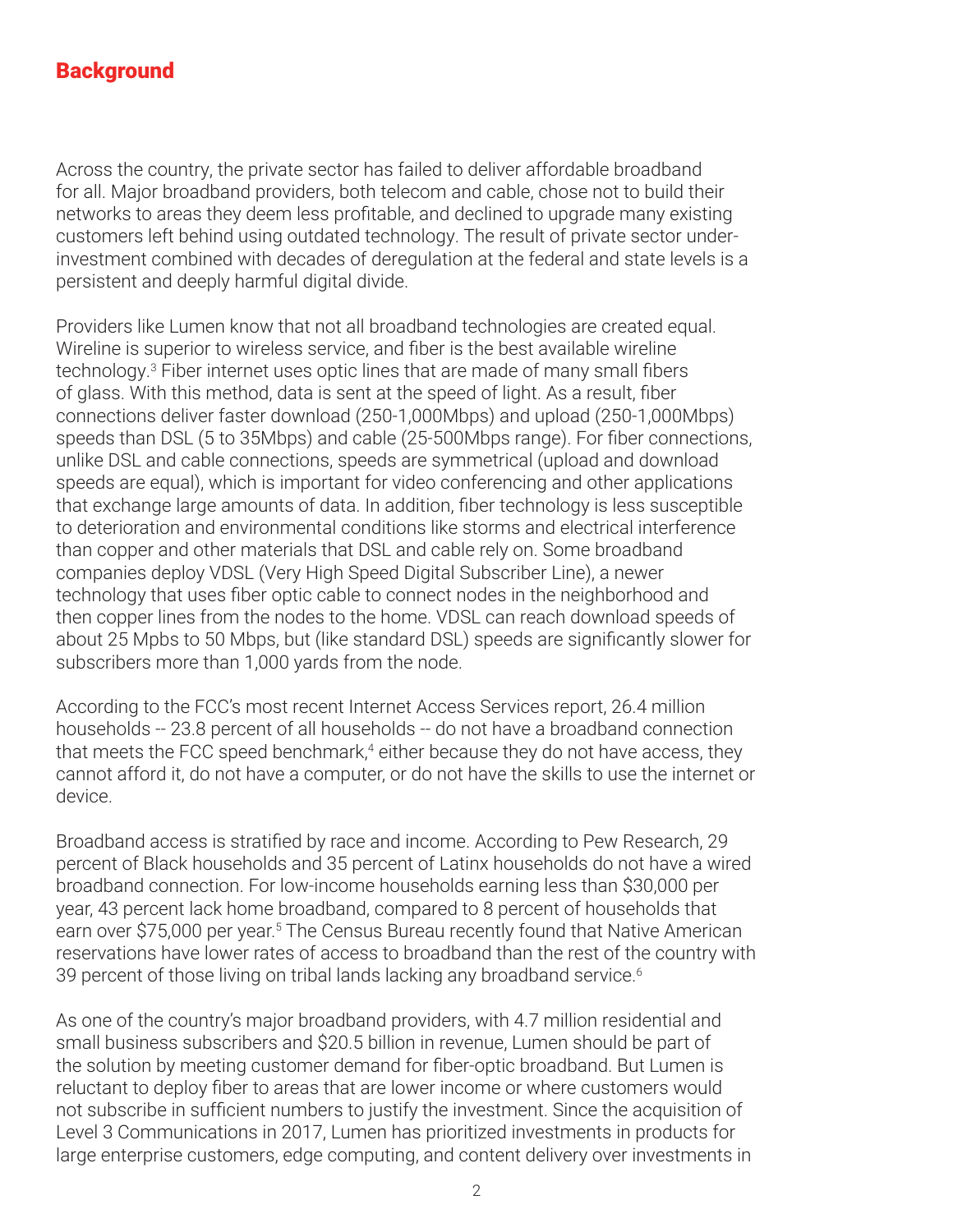## Background

Across the country, the private sector has failed to deliver affordable broadband for all. Major broadband providers, both telecom and cable, chose not to build their networks to areas they deem less profitable, and declined to upgrade many existing customers left behind using outdated technology. The result of private sector under-investment combined with decades of deregulation at the federal and state levels is a persistent and deeply harmful digital divide.

Providers like Lumen know that not all broadband technologies are created equal. Wireline is superior to wireless service, and fiber is the best available wireline technology.[3] Fiber internet uses optic lines that are made of many small fibers of glass. With this method, data is sent at the speed of light. As a result, fiber connections deliver faster download (250-1,000Mbps) and upload (250-1,000Mbps) speeds than DSL (5 to 35Mbps) and cable (25-500Mbps range). For fiber connections, unlike DSL and cable connections, speeds are symmetrical (upload and download speeds are equal), which is important for video conferencing and other applications that exchange large amounts of data. In addition, fiber technology is less susceptible to deterioration and environmental conditions like storms and electrical interference than copper and other materials that DSL and cable rely on. Some broadband companies deploy VDSL (Very High Speed Digital Subscriber Line), a newer technology that uses fiber optic cable to connect nodes in the neighborhood and then copper lines from the nodes to the home. VDSL can reach download speeds of about 25 Mpbs to 50 Mbps, but (like standard DSL) speeds are significantly slower for subscribers more than 1,000 yards from the node.

According to the FCC's most recent Internet Access Services report, 26.4 million households -- 23.8 percent of all households -- do not have a broadband connection that meets the FCC speed benchmark,[4] either because they do not have access, they cannot afford it, do not have a computer, or do not have the skills to use the internet or device.

Broadband access is stratified by race and income. According to Pew Research, 29 percent of Black households and 35 percent of Latinx households do not have a wired broadband connection. For low-income households earning less than $30,000 per year, 43 percent lack home broadband, compared to 8 percent of households that earn over $75,000 per year.[5] The Census Bureau recently found that Native American reservations have lower rates of access to broadband than the rest of the country with 39 percent of those living on tribal lands lacking any broadband service.[6]

As one of the country's major broadband providers, with 4.7 million residential and small business subscribers and $20.5 billion in revenue, Lumen should be part of the solution by meeting customer demand for fiber-optic broadband. But Lumen is reluctant to deploy fiber to areas that are lower income or where customers would not subscribe in sufficient numbers to justify the investment. Since the acquisition of Level 3 Communications in 2017, Lumen has prioritized investments in products for large enterprise customers, edge computing, and content delivery over investments in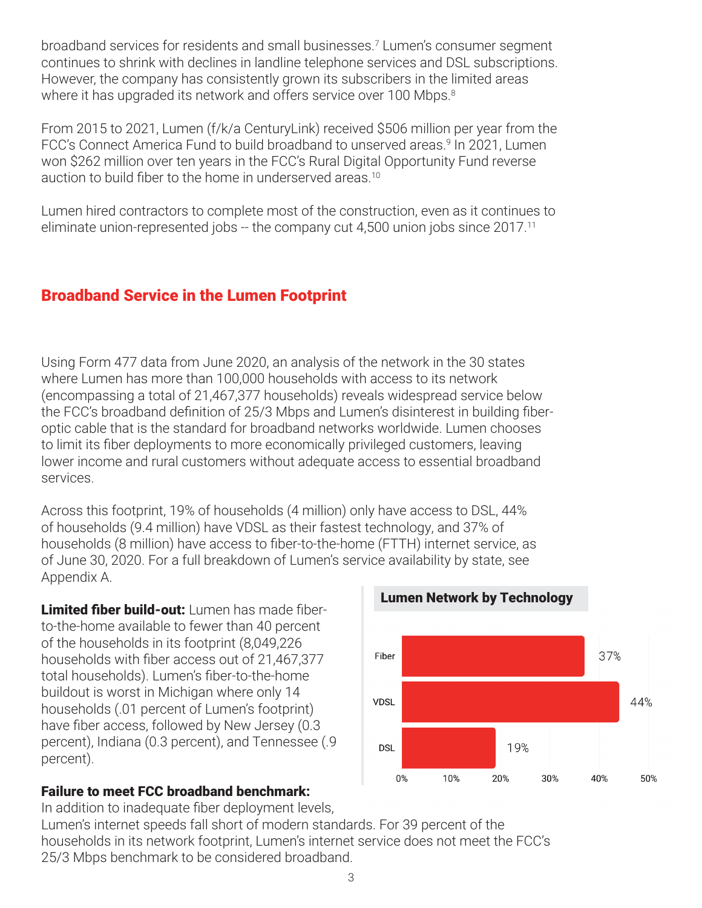broadband services for residents and small businesses.[7] Lumen's consumer segment continues to shrink with declines in landline telephone services and DSL subscriptions. However, the company has consistently grown its subscribers in the limited areas where it has upgraded its network and offers service over 100 Mbps.[8]

From 2015 to 2021, Lumen (f/k/a CenturyLink) received $506 million per year from the FCC's Connect America Fund to build broadband to unserved areas.[9] In 2021, Lumen won $262 million over ten years in the FCC's Rural Digital Opportunity Fund reverse auction to build fiber to the home in underserved areas.[10]

Lumen hired contractors to complete most of the construction, even as it continues to eliminate union-represented jobs -- the company cut 4,500 union jobs since 2017.[11]

## Broadband Service in the Lumen Footprint

Using Form 477 data from June 2020, an analysis of the network in the 30 states where Lumen has more than 100,000 households with access to its network (encompassing a total of 21,467,377 households) reveals widespread service below the FCC's broadband definition of 25/3 Mbps and Lumen's disinterest in building fiber-optic cable that is the standard for broadband networks worldwide. Lumen chooses to limit its fiber deployments to more economically privileged customers, leaving lower income and rural customers without adequate access to essential broadband services.

Across this footprint, 19% of households (4 million) only have access to DSL, 44% of households (9.4 million) have VDSL as their fastest technology, and 37% of households (8 million) have access to fiber-to-the-home (FTTH) internet service, as of June 30, 2020. For a full breakdown of Lumen's service availability by state, see Appendix A.

**Lumen Network by Technology**

| Technology | Share |
|---|---|
| Fiber | 37% |
| VDSL | 44% |
| DSL | 19% |

**Limited fiber build-out:** Lumen has made fiber-to-the-home available to fewer than 40 percent of the households in its footprint (8,049,226 households with fiber access out of 21,467,377 total households). Lumen's fiber-to-the-home buildout is worst in Michigan where only 14 households (.01 percent of Lumen's footprint) have fiber access, followed by New Jersey (0.3 percent), Indiana (0.3 percent), and Tennessee (.9 percent).

**Failure to meet FCC broadband benchmark:** In addition to inadequate fiber deployment levels, Lumen's internet speeds fall short of modern standards. For 39 percent of the households in its network footprint, Lumen's internet service does not meet the FCC's 25/3 Mbps benchmark to be considered broadband.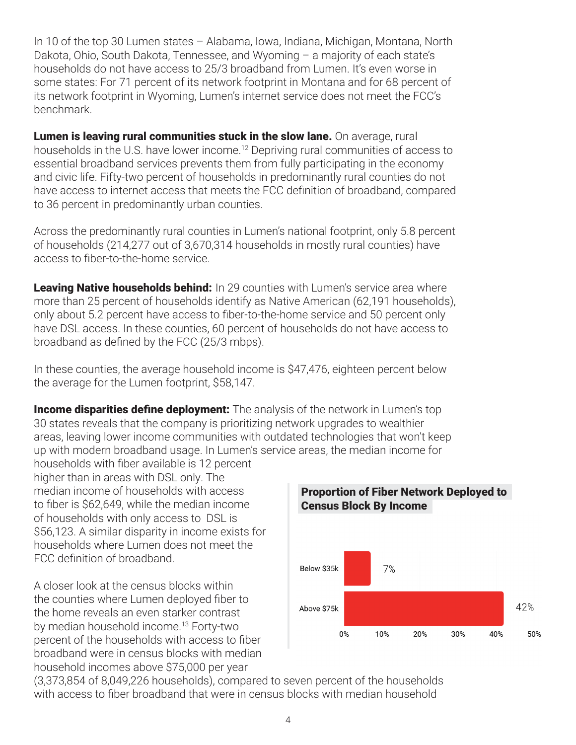In 10 of the top 30 Lumen states – Alabama, Iowa, Indiana, Michigan, Montana, North Dakota, Ohio, South Dakota, Tennessee, and Wyoming – a majority of each state's households do not have access to 25/3 broadband from Lumen. It's even worse in some states: For 71 percent of its network footprint in Montana and for 68 percent of its network footprint in Wyoming, Lumen's internet service does not meet the FCC's benchmark.

**Lumen is leaving rural communities stuck in the slow lane.** On average, rural households in the U.S. have lower income.[12] Depriving rural communities of access to essential broadband services prevents them from fully participating in the economy and civic life. Fifty-two percent of households in predominantly rural counties do not have access to internet access that meets the FCC definition of broadband, compared to 36 percent in predominantly urban counties.

Across the predominantly rural counties in Lumen's national footprint, only 5.8 percent of households (214,277 out of 3,670,314 households in mostly rural counties) have access to fiber-to-the-home service.

**Leaving Native households behind:** In 29 counties with Lumen's service area where more than 25 percent of households identify as Native American (62,191 households), only about 5.2 percent have access to fiber-to-the-home service and 50 percent only have DSL access. In these counties, 60 percent of households do not have access to broadband as defined by the FCC (25/3 mbps).

In these counties, the average household income is $47,476, eighteen percent below the average for the Lumen footprint, $58,147.

**Income disparities define deployment:** The analysis of the network in Lumen's top 30 states reveals that the company is prioritizing network upgrades to wealthier areas, leaving lower income communities with outdated technologies that won't keep up with modern broadband usage. In Lumen's service areas, the median income for households with fiber available is 12 percent higher than in areas with DSL only. The median income of households with access to fiber is $62,649, while the median income of households with only access to DSL is $56,123. A similar disparity in income exists for households where Lumen does not meet the FCC definition of broadband.

**Proportion of Fiber Network Deployed to Census Block By Income**

| Income | Proportion |
|---|---|
| Below $35k | 7% |
| Above $75k | 42% |

A closer look at the census blocks within the counties where Lumen deployed fiber to the home reveals an even starker contrast by median household income.[13] Forty-two percent of the households with access to fiber broadband were in census blocks with median household incomes above $75,000 per year (3,373,854 of 8,049,226 households), compared to seven percent of the households with access to fiber broadband that were in census blocks with median household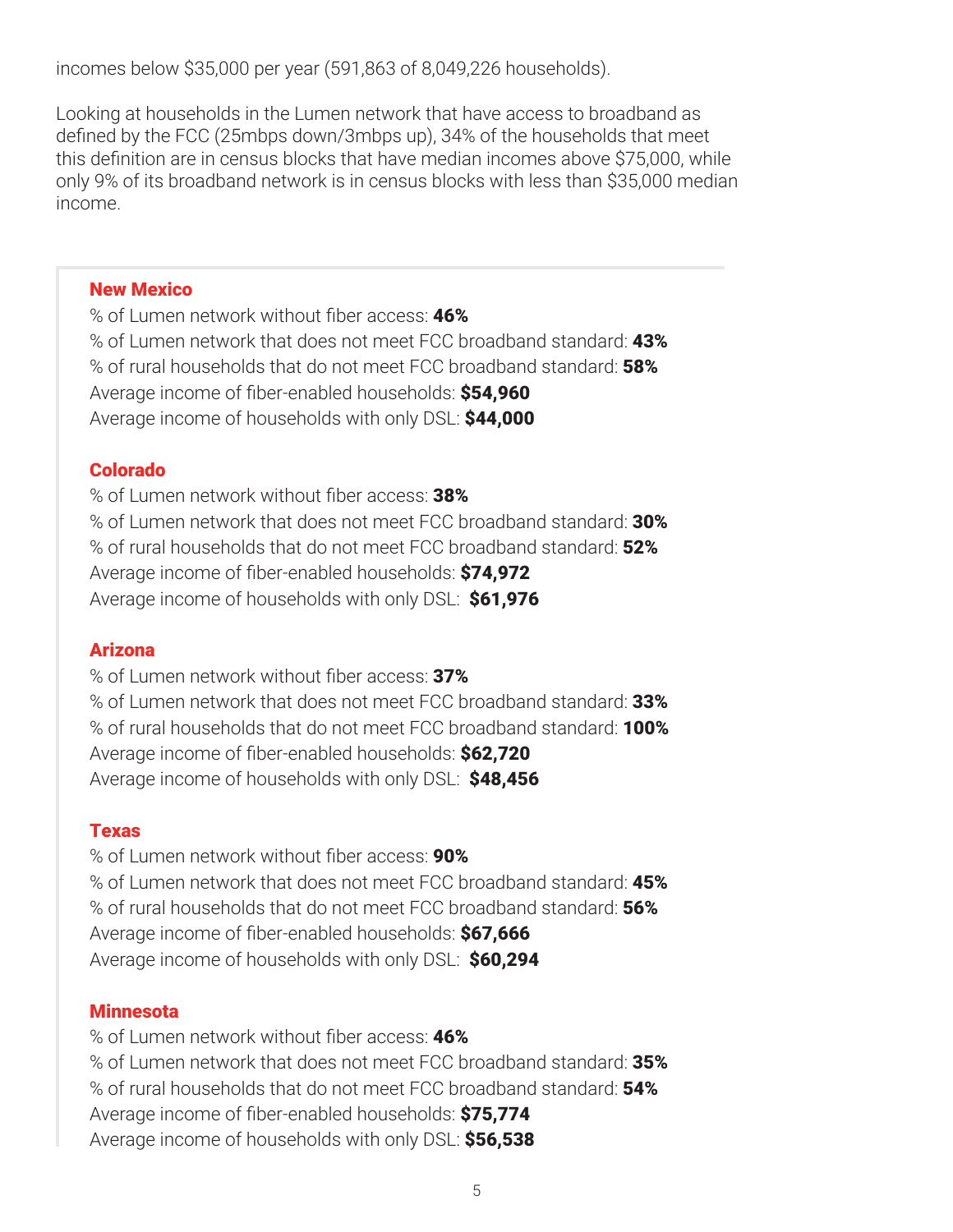incomes below $35,000 per year (591,863 of 8,049,226 households).

Looking at households in the Lumen network that have access to broadband as defined by the FCC (25mbps down/3mbps up), 34% of the households that meet this definition are in census blocks that have median incomes above $75,000, while only 9% of its broadband network is in census blocks with less than $35,000 median income.

### New Mexico

% of Lumen network without fiber access: **46%**
% of Lumen network that does not meet FCC broadband standard: **43%**
% of rural households that do not meet FCC broadband standard: **58%**
Average income of fiber-enabled households: **$54,960**
Average income of households with only DSL: **$44,000**

### Colorado

% of Lumen network without fiber access: **38%**
% of Lumen network that does not meet FCC broadband standard: **30%**
% of rural households that do not meet FCC broadband standard: **52%**
Average income of fiber-enabled households: **$74,972**
Average income of households with only DSL: **$61,976**

### Arizona

% of Lumen network without fiber access: **37%**
% of Lumen network that does not meet FCC broadband standard: **33%**
% of rural households that do not meet FCC broadband standard: **100%**
Average income of fiber-enabled households: **$62,720**
Average income of households with only DSL: **$48,456**

### Texas

% of Lumen network without fiber access: **90%**
% of Lumen network that does not meet FCC broadband standard: **45%**
% of rural households that do not meet FCC broadband standard: **56%**
Average income of fiber-enabled households: **$67,666**
Average income of households with only DSL: **$60,294**

### Minnesota

% of Lumen network without fiber access: **46%**
% of Lumen network that does not meet FCC broadband standard: **35%**
% of rural households that do not meet FCC broadband standard: **54%**
Average income of fiber-enabled households: **$75,774**
Average income of households with only DSL: **$56,538**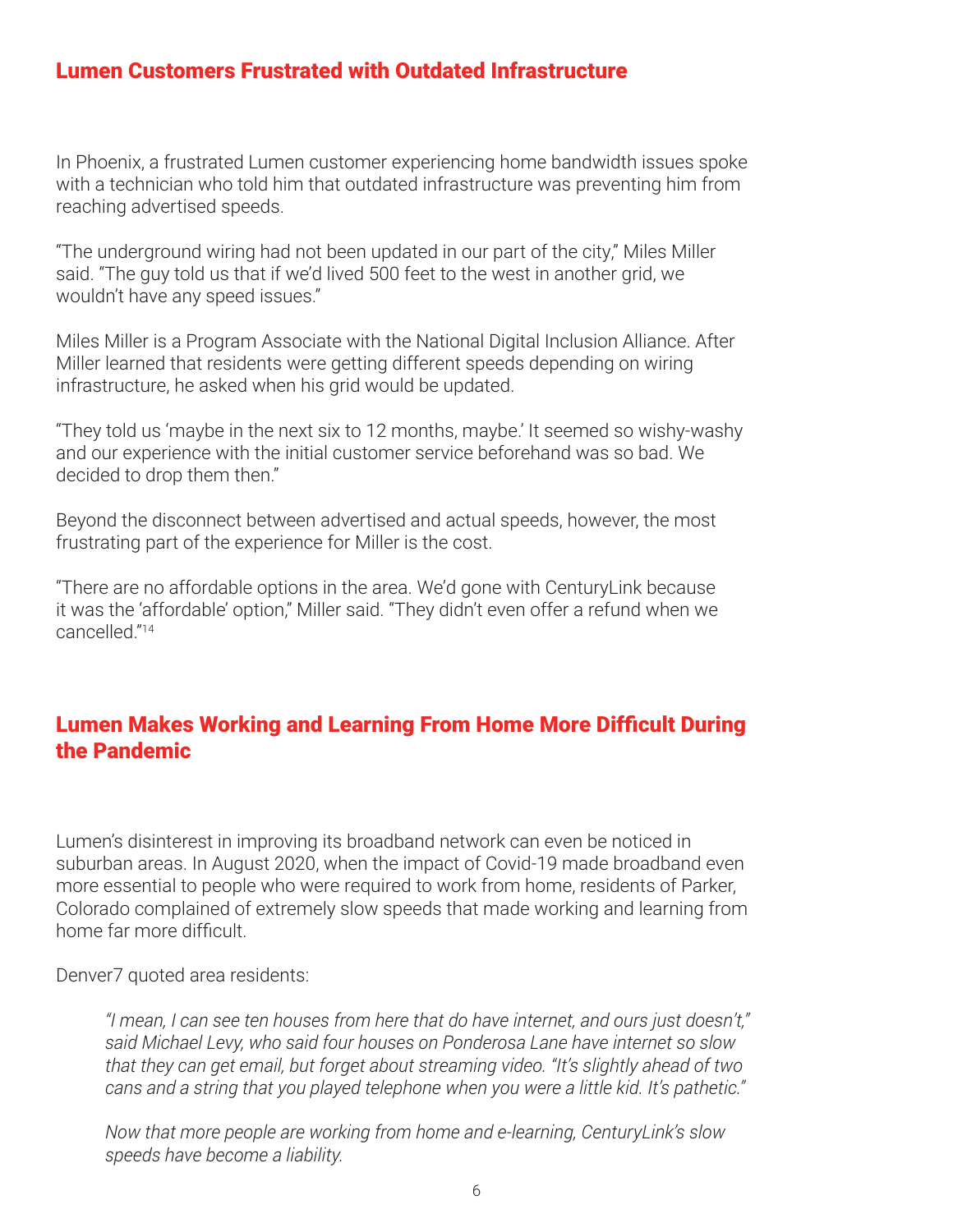## Lumen Customers Frustrated with Outdated Infrastructure

In Phoenix, a frustrated Lumen customer experiencing home bandwidth issues spoke with a technician who told him that outdated infrastructure was preventing him from reaching advertised speeds.

"The underground wiring had not been updated in our part of the city," Miles Miller said. "The guy told us that if we'd lived 500 feet to the west in another grid, we wouldn't have any speed issues."

Miles Miller is a Program Associate with the National Digital Inclusion Alliance. After Miller learned that residents were getting different speeds depending on wiring infrastructure, he asked when his grid would be updated.

"They told us 'maybe in the next six to 12 months, maybe.' It seemed so wishy-washy and our experience with the initial customer service beforehand was so bad. We decided to drop them then."

Beyond the disconnect between advertised and actual speeds, however, the most frustrating part of the experience for Miller is the cost.

"There are no affordable options in the area. We'd gone with CenturyLink because it was the 'affordable' option," Miller said. "They didn't even offer a refund when we cancelled."[14]

## Lumen Makes Working and Learning From Home More Difficult During the Pandemic

Lumen's disinterest in improving its broadband network can even be noticed in suburban areas. In August 2020, when the impact of Covid-19 made broadband even more essential to people who were required to work from home, residents of Parker, Colorado complained of extremely slow speeds that made working and learning from home far more difficult.

Denver7 quoted area residents:

> *"I mean, I can see ten houses from here that do have internet, and ours just doesn't," said Michael Levy, who said four houses on Ponderosa Lane have internet so slow that they can get email, but forget about streaming video. "It's slightly ahead of two cans and a string that you played telephone when you were a little kid. It's pathetic."*
>
> *Now that more people are working from home and e-learning, CenturyLink's slow speeds have become a liability.*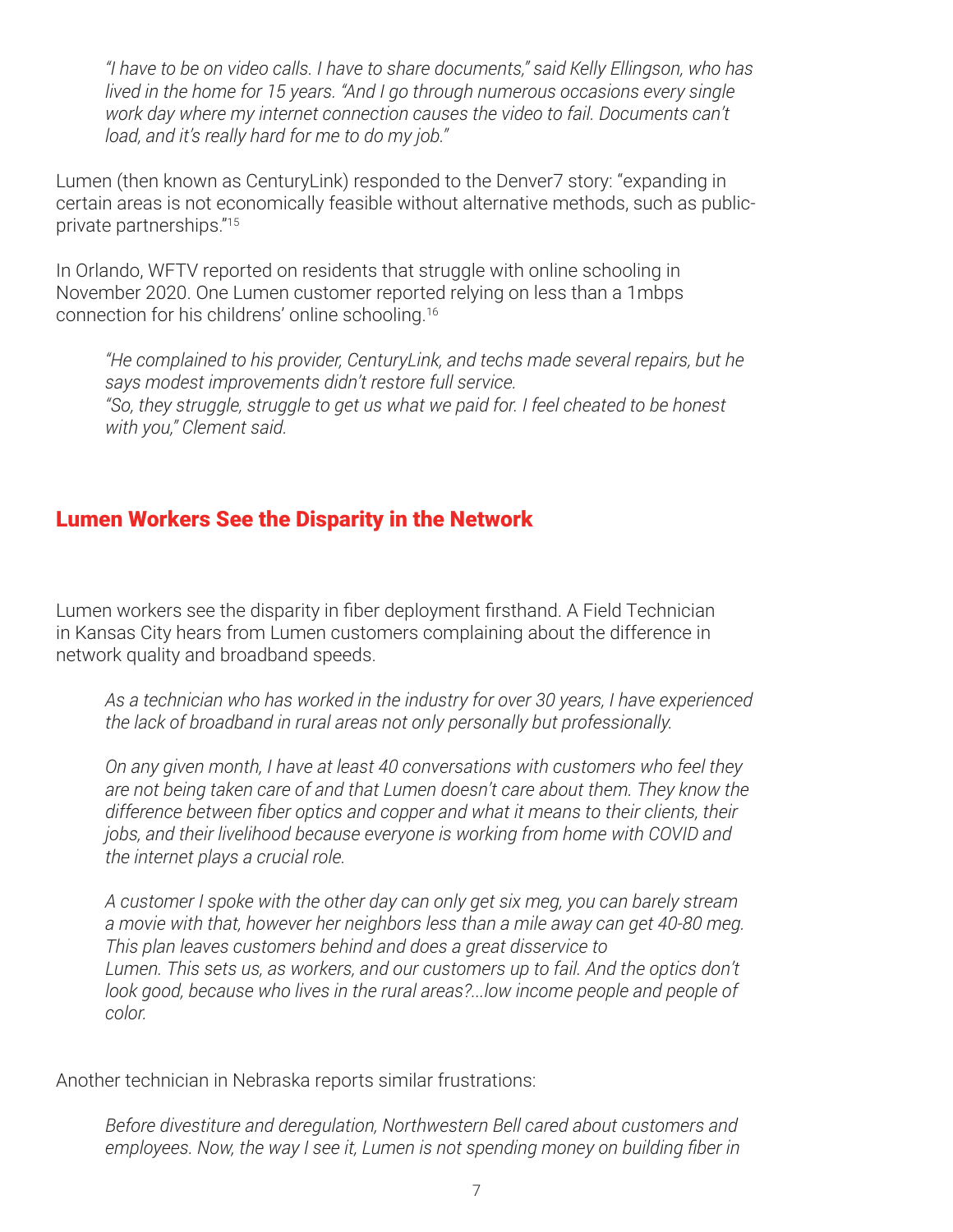> *"I have to be on video calls. I have to share documents," said Kelly Ellingson, who has lived in the home for 15 years. "And I go through numerous occasions every single work day where my internet connection causes the video to fail. Documents can't load, and it's really hard for me to do my job."*

Lumen (then known as CenturyLink) responded to the Denver7 story: "expanding in certain areas is not economically feasible without alternative methods, such as public-private partnerships."[15]

In Orlando, WFTV reported on residents that struggle with online schooling in November 2020. One Lumen customer reported relying on less than a 1mbps connection for his childrens' online schooling.[16]

> *"He complained to his provider, CenturyLink, and techs made several repairs, but he says modest improvements didn't restore full service.*
> *"So, they struggle, struggle to get us what we paid for. I feel cheated to be honest with you," Clement said.*

## Lumen Workers See the Disparity in the Network

Lumen workers see the disparity in fiber deployment firsthand. A Field Technician in Kansas City hears from Lumen customers complaining about the difference in network quality and broadband speeds.

> *As a technician who has worked in the industry for over 30 years, I have experienced the lack of broadband in rural areas not only personally but professionally.*
>
> *On any given month, I have at least 40 conversations with customers who feel they are not being taken care of and that Lumen doesn't care about them. They know the difference between fiber optics and copper and what it means to their clients, their jobs, and their livelihood because everyone is working from home with COVID and the internet plays a crucial role.*
>
> *A customer I spoke with the other day can only get six meg, you can barely stream a movie with that, however her neighbors less than a mile away can get 40-80 meg. This plan leaves customers behind and does a great disservice to Lumen. This sets us, as workers, and our customers up to fail. And the optics don't look good, because who lives in the rural areas?...low income people and people of color.*

Another technician in Nebraska reports similar frustrations:

> *Before divestiture and deregulation, Northwestern Bell cared about customers and employees. Now, the way I see it, Lumen is not spending money on building fiber in*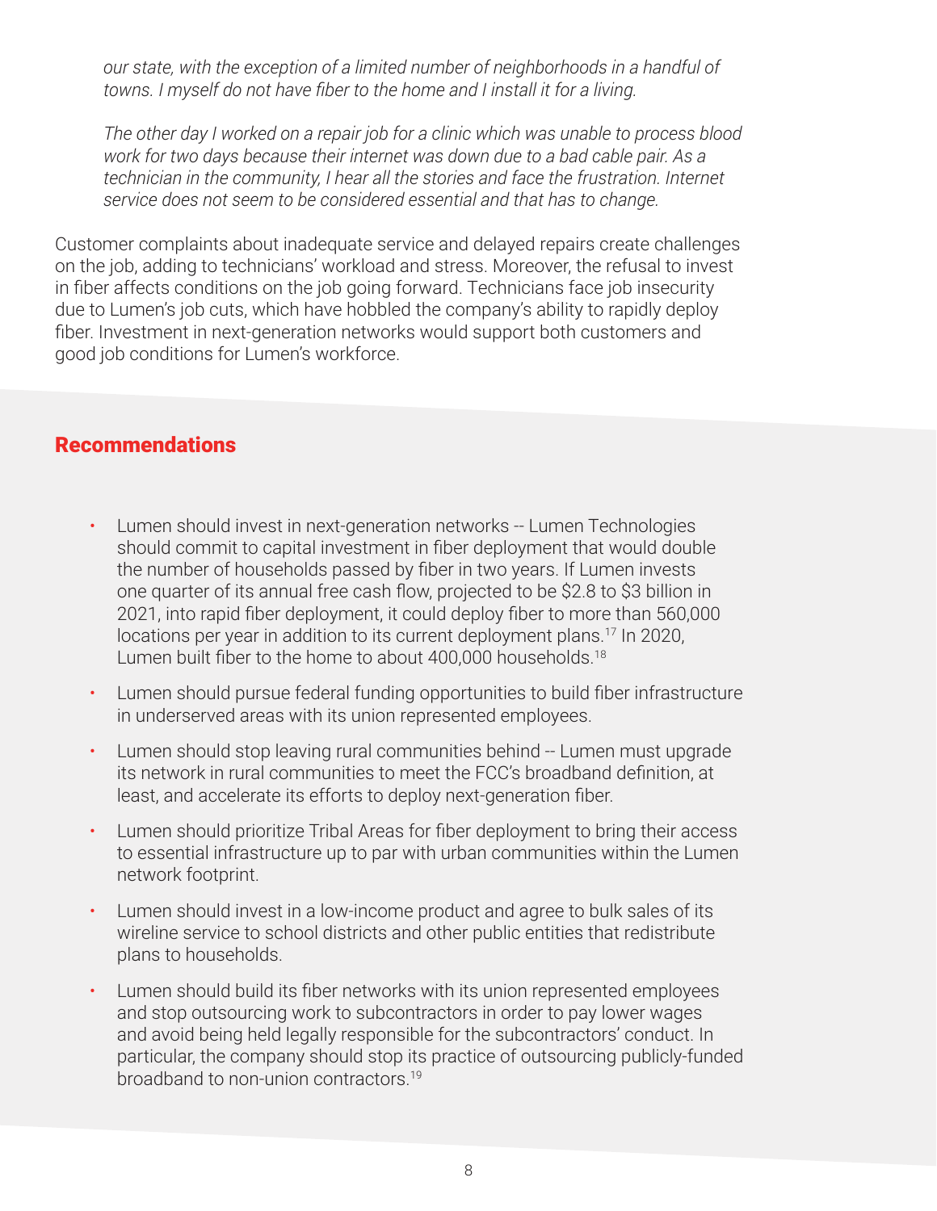*our state, with the exception of a limited number of neighborhoods in a handful of towns. I myself do not have fiber to the home and I install it for a living.*

*The other day I worked on a repair job for a clinic which was unable to process blood work for two days because their internet was down due to a bad cable pair. As a technician in the community, I hear all the stories and face the frustration. Internet service does not seem to be considered essential and that has to change.*

Customer complaints about inadequate service and delayed repairs create challenges on the job, adding to technicians' workload and stress. Moreover, the refusal to invest in fiber affects conditions on the job going forward. Technicians face job insecurity due to Lumen's job cuts, which have hobbled the company's ability to rapidly deploy fiber. Investment in next-generation networks would support both customers and good job conditions for Lumen's workforce.

## Recommendations

- Lumen should invest in next-generation networks -- Lumen Technologies should commit to capital investment in fiber deployment that would double the number of households passed by fiber in two years. If Lumen invests one quarter of its annual free cash flow, projected to be $2.8 to $3 billion in 2021, into rapid fiber deployment, it could deploy fiber to more than 560,000 locations per year in addition to its current deployment plans.[17] In 2020, Lumen built fiber to the home to about 400,000 households.[18]
- Lumen should pursue federal funding opportunities to build fiber infrastructure in underserved areas with its union represented employees.
- Lumen should stop leaving rural communities behind -- Lumen must upgrade its network in rural communities to meet the FCC's broadband definition, at least, and accelerate its efforts to deploy next-generation fiber.
- Lumen should prioritize Tribal Areas for fiber deployment to bring their access to essential infrastructure up to par with urban communities within the Lumen network footprint.
- Lumen should invest in a low-income product and agree to bulk sales of its wireline service to school districts and other public entities that redistribute plans to households.
- Lumen should build its fiber networks with its union represented employees and stop outsourcing work to subcontractors in order to pay lower wages and avoid being held legally responsible for the subcontractors' conduct. In particular, the company should stop its practice of outsourcing publicly-funded broadband to non-union contractors.[19]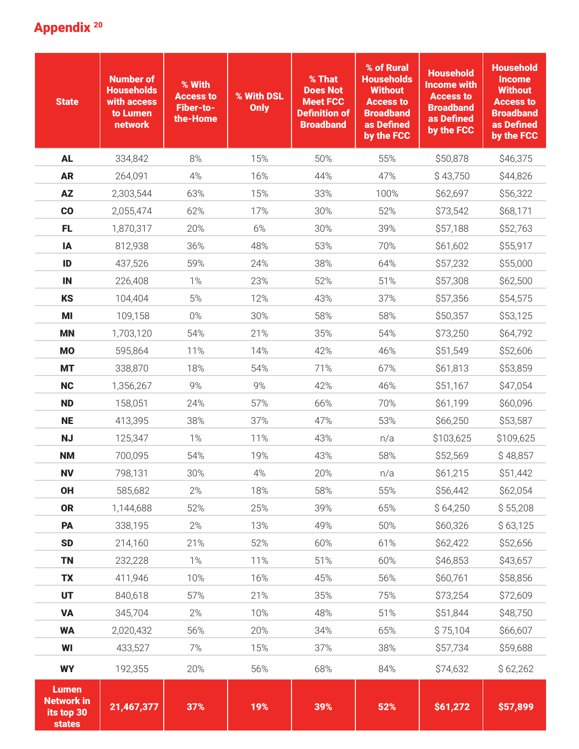## Appendix [20]

| State | Number of Households with access to Lumen network | % With Access to Fiber-to-the-Home | % With DSL Only | % That Does Not Meet FCC Definition of Broadband | % of Rural Households Without Access to Broadband as Defined by the FCC | Household Income with Access to Broadband as Defined by the FCC | Household Income Without Access to Broadband as Defined by the FCC |
|---|---|---|---|---|---|---|---|
| AL | 334,842 | 8% | 15% | 50% | 55% | $50,878 | $46,375 |
| AR | 264,091 | 4% | 16% | 44% | 47% | $ 43,750 | $44,826 |
| AZ | 2,303,544 | 63% | 15% | 33% | 100% | $62,697 | $56,322 |
| CO | 2,055,474 | 62% | 17% | 30% | 52% | $73,542 | $68,171 |
| FL | 1,870,317 | 20% | 6% | 30% | 39% | $57,188 | $52,763 |
| IA | 812,938 | 36% | 48% | 53% | 70% | $61,602 | $55,917 |
| ID | 437,526 | 59% | 24% | 38% | 64% | $57,232 | $55,000 |
| IN | 226,408 | 1% | 23% | 52% | 51% | $57,308 | $62,500 |
| KS | 104,404 | 5% | 12% | 43% | 37% | $57,356 | $54,575 |
| MI | 109,158 | 0% | 30% | 58% | 58% | $50,357 | $53,125 |
| MN | 1,703,120 | 54% | 21% | 35% | 54% | $73,250 | $64,792 |
| MO | 595,864 | 11% | 14% | 42% | 46% | $51,549 | $52,606 |
| MT | 338,870 | 18% | 54% | 71% | 67% | $61,813 | $53,859 |
| NC | 1,356,267 | 9% | 9% | 42% | 46% | $51,167 | $47,054 |
| ND | 158,051 | 24% | 57% | 66% | 70% | $61,199 | $60,096 |
| NE | 413,395 | 38% | 37% | 47% | 53% | $66,250 | $53,587 |
| NJ | 125,347 | 1% | 11% | 43% | n/a | $103,625 | $109,625 |
| NM | 700,095 | 54% | 19% | 43% | 58% | $52,569 | $ 48,857 |
| NV | 798,131 | 30% | 4% | 20% | n/a | $61,215 | $51,442 |
| OH | 585,682 | 2% | 18% | 58% | 55% | $56,442 | $62,054 |
| OR | 1,144,688 | 52% | 25% | 39% | 65% | $ 64,250 | $ 55,208 |
| PA | 338,195 | 2% | 13% | 49% | 50% | $60,326 | $ 63,125 |
| SD | 214,160 | 21% | 52% | 60% | 61% | $62,422 | $52,656 |
| TN | 232,228 | 1% | 11% | 51% | 60% | $46,853 | $43,657 |
| TX | 411,946 | 10% | 16% | 45% | 56% | $60,761 | $58,856 |
| UT | 840,618 | 57% | 21% | 35% | 75% | $73,254 | $72,609 |
| VA | 345,704 | 2% | 10% | 48% | 51% | $51,844 | $48,750 |
| WA | 2,020,432 | 56% | 20% | 34% | 65% | $ 75,104 | $66,607 |
| WI | 433,527 | 7% | 15% | 37% | 38% | $57,734 | $59,688 |
| WY | 192,355 | 20% | 56% | 68% | 84% | $74,632 | $ 62,262 |
| **Lumen Network in its top 30 states** | **21,467,377** | **37%** | **19%** | **39%** | **52%** | **$61,272** | **$57,899** |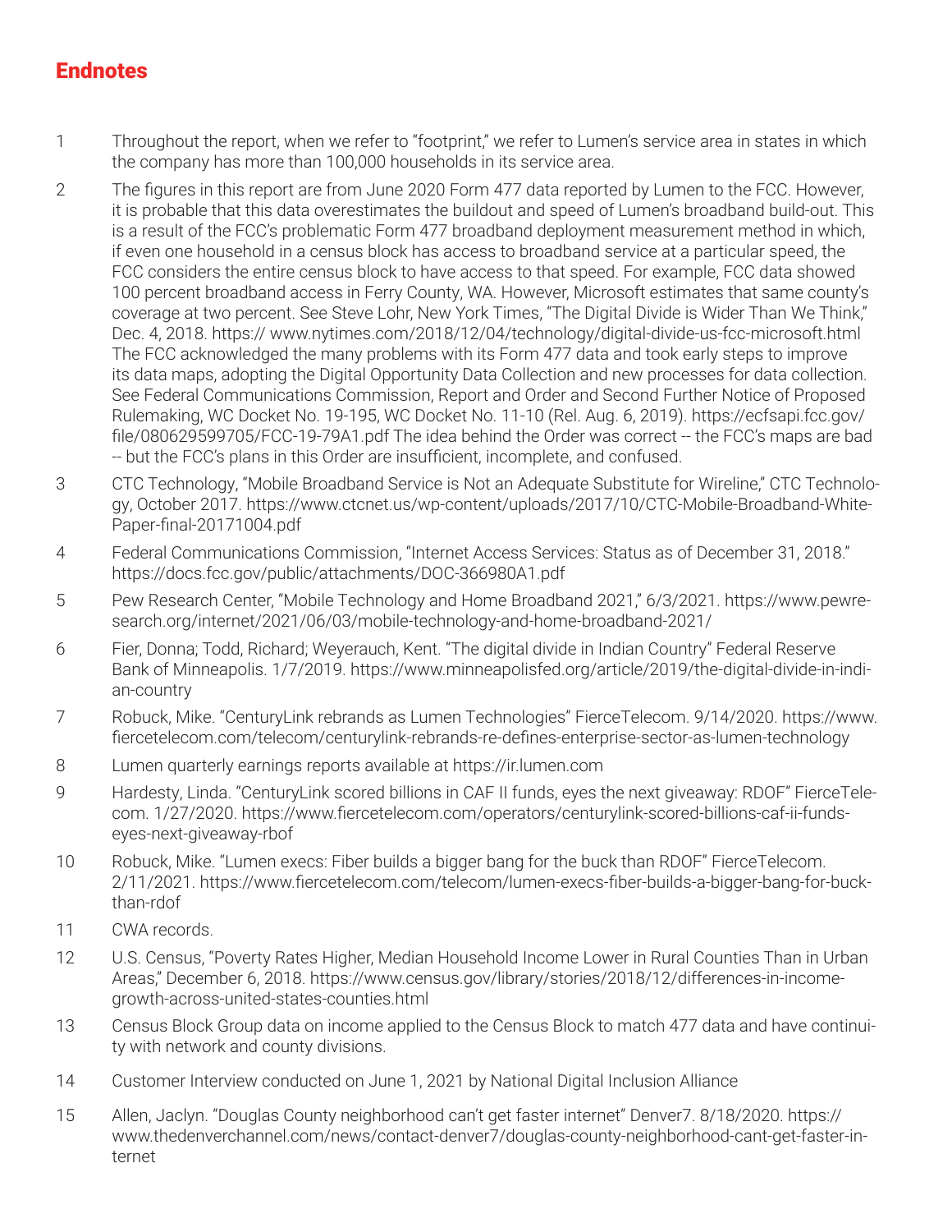# Endnotes

1. Throughout the report, when we refer to "footprint," we refer to Lumen's service area in states in which the company has more than 100,000 households in its service area.

2. The figures in this report are from June 2020 Form 477 data reported by Lumen to the FCC. However, it is probable that this data overestimates the buildout and speed of Lumen's broadband build-out. This is a result of the FCC's problematic Form 477 broadband deployment measurement method in which, if even one household in a census block has access to broadband service at a particular speed, the FCC considers the entire census block to have access to that speed. For example, FCC data showed 100 percent broadband access in Ferry County, WA. However, Microsoft estimates that same county's coverage at two percent. See Steve Lohr, New York Times, "The Digital Divide is Wider Than We Think," Dec. 4, 2018. https:// www.nytimes.com/2018/12/04/technology/digital-divide-us-fcc-microsoft.html The FCC acknowledged the many problems with its Form 477 data and took early steps to improve its data maps, adopting the Digital Opportunity Data Collection and new processes for data collection. See Federal Communications Commission, Report and Order and Second Further Notice of Proposed Rulemaking, WC Docket No. 19-195, WC Docket No. 11-10 (Rel. Aug. 6, 2019). https://ecfsapi.fcc.gov/file/080629599705/FCC-19-79A1.pdf The idea behind the Order was correct -- the FCC's maps are bad -- but the FCC's plans in this Order are insufficient, incomplete, and confused.

3. CTC Technology, "Mobile Broadband Service is Not an Adequate Substitute for Wireline," CTC Technology, October 2017. https://www.ctcnet.us/wp-content/uploads/2017/10/CTC-Mobile-Broadband-White-Paper-final-20171004.pdf

4. Federal Communications Commission, "Internet Access Services: Status as of December 31, 2018." https://docs.fcc.gov/public/attachments/DOC-366980A1.pdf

5. Pew Research Center, "Mobile Technology and Home Broadband 2021," 6/3/2021. https://www.pewresearch.org/internet/2021/06/03/mobile-technology-and-home-broadband-2021/

6. Fier, Donna; Todd, Richard; Weyerauch, Kent. "The digital divide in Indian Country" Federal Reserve Bank of Minneapolis. 1/7/2019. https://www.minneapolisfed.org/article/2019/the-digital-divide-in-indian-country

7. Robuck, Mike. "CenturyLink rebrands as Lumen Technologies" FierceTelecom. 9/14/2020. https://www.fiercetelecom.com/telecom/centurylink-rebrands-re-defines-enterprise-sector-as-lumen-technology

8. Lumen quarterly earnings reports available at https://ir.lumen.com

9. Hardesty, Linda. "CenturyLink scored billions in CAF II funds, eyes the next giveaway: RDOF" FierceTelecom. 1/27/2020. https://www.fiercetelecom.com/operators/centurylink-scored-billions-caf-ii-funds-eyes-next-giveaway-rbof

10. Robuck, Mike. "Lumen execs: Fiber builds a bigger bang for the buck than RDOF" FierceTelecom. 2/11/2021. https://www.fiercetelecom.com/telecom/lumen-execs-fiber-builds-a-bigger-bang-for-buck-than-rdof

11. CWA records.

12. U.S. Census, "Poverty Rates Higher, Median Household Income Lower in Rural Counties Than in Urban Areas," December 6, 2018. https://www.census.gov/library/stories/2018/12/differences-in-income-growth-across-united-states-counties.html

13. Census Block Group data on income applied to the Census Block to match 477 data and have continuity with network and county divisions.

14. Customer Interview conducted on June 1, 2021 by National Digital Inclusion Alliance

15. Allen, Jaclyn. "Douglas County neighborhood can't get faster internet" Denver7. 8/18/2020. https://www.thedenverchannel.com/news/contact-denver7/douglas-county-neighborhood-cant-get-faster-internet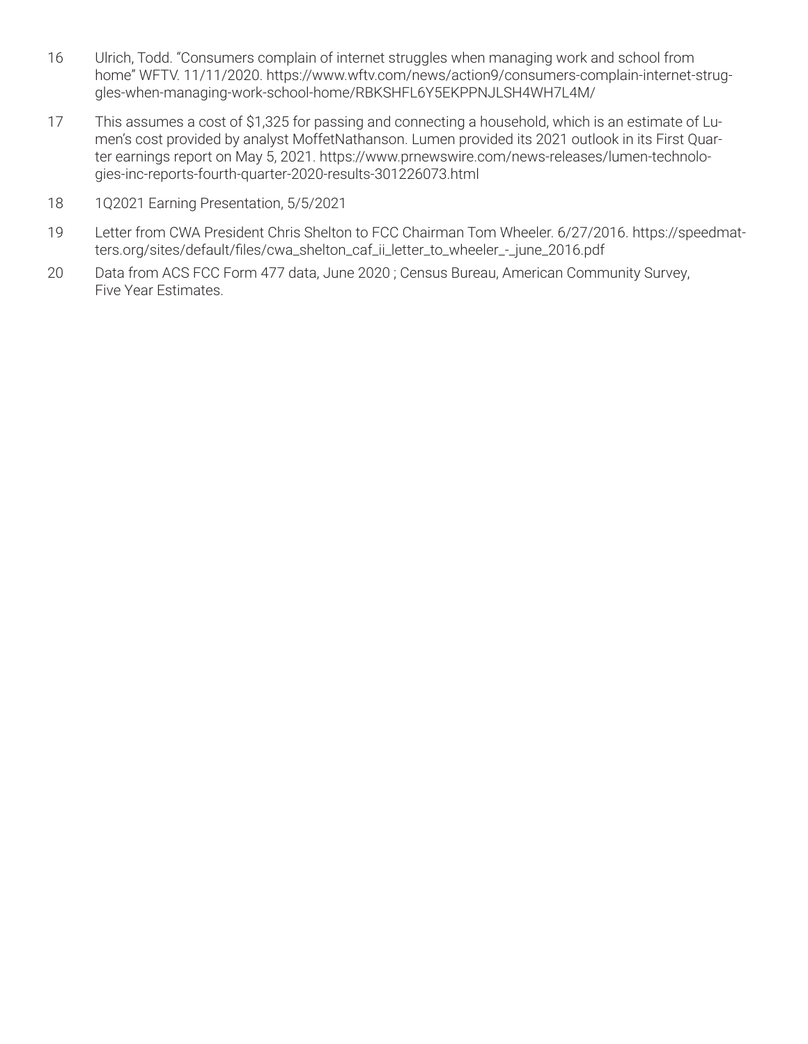16 Ulrich, Todd. "Consumers complain of internet struggles when managing work and school from home" WFTV. 11/11/2020. https://www.wftv.com/news/action9/consumers-complain-internet-struggles-when-managing-work-school-home/RBKSHFL6Y5EKPPNJLSH4WH7L4M/

17 This assumes a cost of $1,325 for passing and connecting a household, which is an estimate of Lumen's cost provided by analyst MoffetNathanson. Lumen provided its 2021 outlook in its First Quarter earnings report on May 5, 2021. https://www.prnewswire.com/news-releases/lumen-technologies-inc-reports-fourth-quarter-2020-results-301226073.html

18 1Q2021 Earning Presentation, 5/5/2021

19 Letter from CWA President Chris Shelton to FCC Chairman Tom Wheeler. 6/27/2016. https://speedmatters.org/sites/default/files/cwa_shelton_caf_ii_letter_to_wheeler_-_june_2016.pdf

20 Data from ACS FCC Form 477 data, June 2020 ; Census Bureau, American Community Survey, Five Year Estimates.